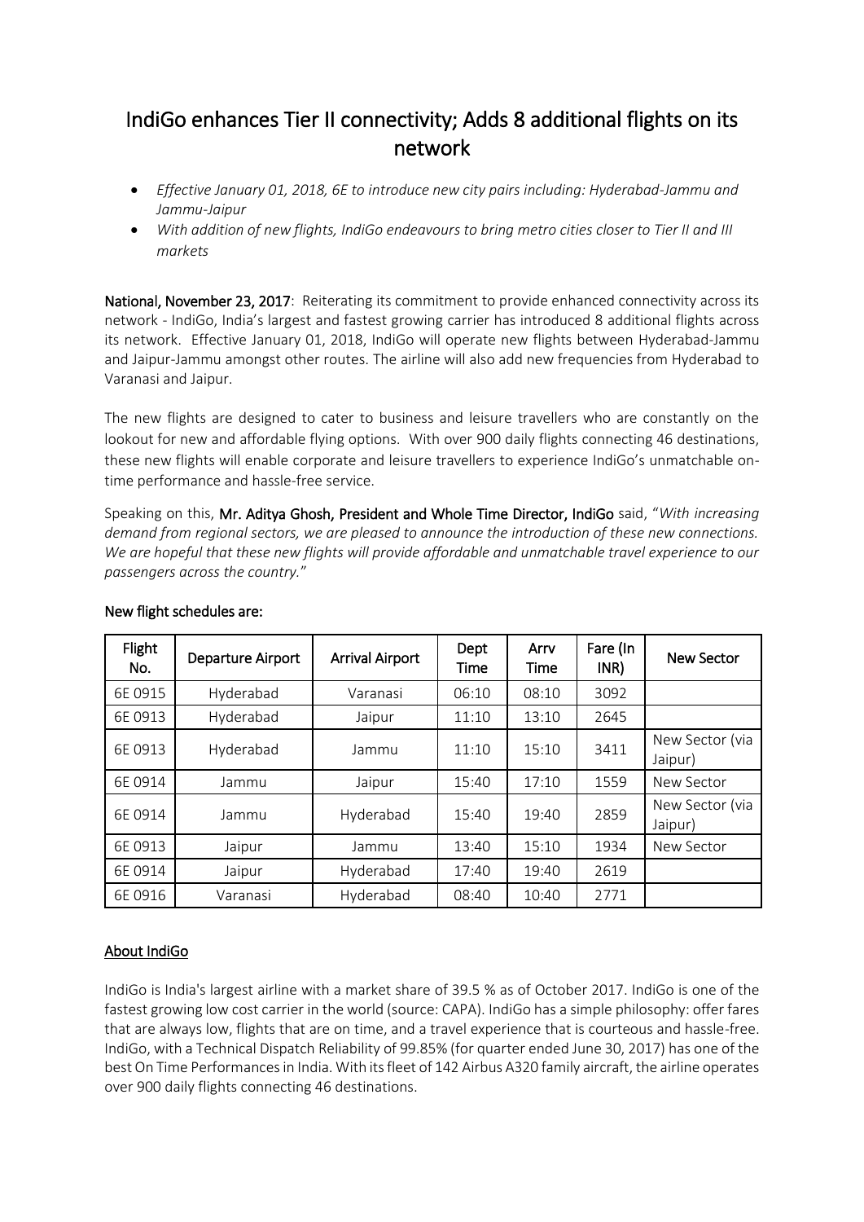# IndiGo enhances Tier II connectivity; Adds 8 additional flights on its network

- *Effective January 01, 2018, 6E to introduce new city pairs including: Hyderabad-Jammu and Jammu-Jaipur*
- *With addition of new flights, IndiGo endeavours to bring metro cities closer to Tier II and III markets*

**National, November 23, 2017**: Reiterating its commitment to provide enhanced connectivity across its network - IndiGo, India's largest and fastest growing carrier has introduced 8 additional flights across its network. Effective January 01, 2018, IndiGo will operate new flights between Hyderabad-Jammu and Jaipur-Jammu amongst other routes. The airline will also add new frequencies from Hyderabad to Varanasi and Jaipur.

The new flights are designed to cater to business and leisure travellers who are constantly on the lookout for new and affordable flying options. With over 900 daily flights connecting 46 destinations, these new flights will enable corporate and leisure travellers to experience IndiGo's unmatchable on-time performance and hassle-free service.

Speaking on this, **Mr. Aditya Ghosh, President and Whole Time Director, IndiGo** said, "*With increasing demand from regional sectors, we are pleased to announce the introduction of these new connections. We are hopeful that these new flights will provide affordable and unmatchable travel experience to our passengers across the country.*"

**New flight schedules are:**

| Flight No. | Departure Airport | Arrival Airport | Dept Time | Arrv Time | Fare (In INR) | New Sector |
|---|---|---|---|---|---|---|
| 6E 0915 | Hyderabad | Varanasi | 06:10 | 08:10 | 3092 | |
| 6E 0913 | Hyderabad | Jaipur | 11:10 | 13:10 | 2645 | |
| 6E 0913 | Hyderabad | Jammu | 11:10 | 15:10 | 3411 | New Sector (via Jaipur) |
| 6E 0914 | Jammu | Jaipur | 15:40 | 17:10 | 1559 | New Sector |
| 6E 0914 | Jammu | Hyderabad | 15:40 | 19:40 | 2859 | New Sector (via Jaipur) |
| 6E 0913 | Jaipur | Jammu | 13:40 | 15:10 | 1934 | New Sector |
| 6E 0914 | Jaipur | Hyderabad | 17:40 | 19:40 | 2619 | |
| 6E 0916 | Varanasi | Hyderabad | 08:40 | 10:40 | 2771 | |

## About IndiGo

IndiGo is India's largest airline with a market share of 39.5 % as of October 2017. IndiGo is one of the fastest growing low cost carrier in the world (source: CAPA). IndiGo has a simple philosophy: offer fares that are always low, flights that are on time, and a travel experience that is courteous and hassle-free. IndiGo, with a Technical Dispatch Reliability of 99.85% (for quarter ended June 30, 2017) has one of the best On Time Performances in India. With its fleet of 142 Airbus A320 family aircraft, the airline operates over 900 daily flights connecting 46 destinations.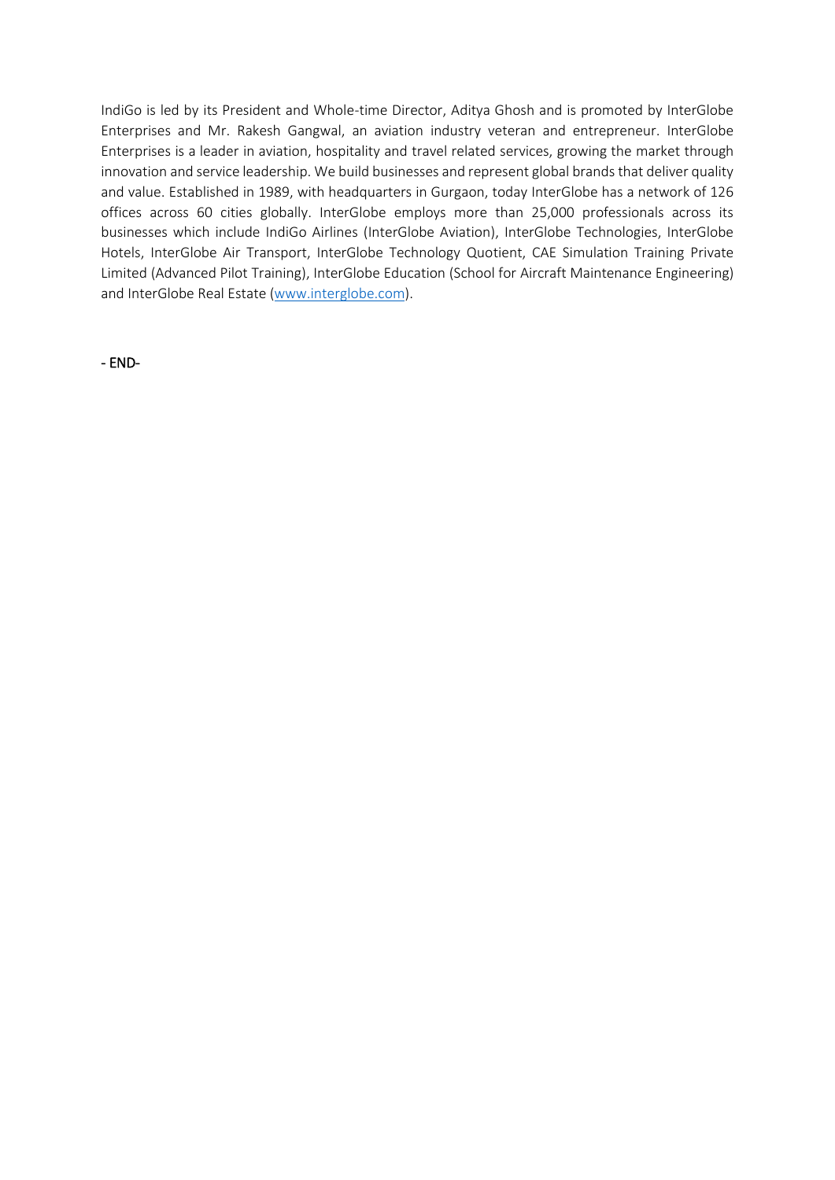IndiGo is led by its President and Whole-time Director, Aditya Ghosh and is promoted by InterGlobe Enterprises and Mr. Rakesh Gangwal, an aviation industry veteran and entrepreneur. InterGlobe Enterprises is a leader in aviation, hospitality and travel related services, growing the market through innovation and service leadership. We build businesses and represent global brands that deliver quality and value. Established in 1989, with headquarters in Gurgaon, today InterGlobe has a network of 126 offices across 60 cities globally. InterGlobe employs more than 25,000 professionals across its businesses which include IndiGo Airlines (InterGlobe Aviation), InterGlobe Technologies, InterGlobe Hotels, InterGlobe Air Transport, InterGlobe Technology Quotient, CAE Simulation Training Private Limited (Advanced Pilot Training), InterGlobe Education (School for Aircraft Maintenance Engineering) and InterGlobe Real Estate ([www.interglobe.com](http://www.interglobe.com)).

**- END-**